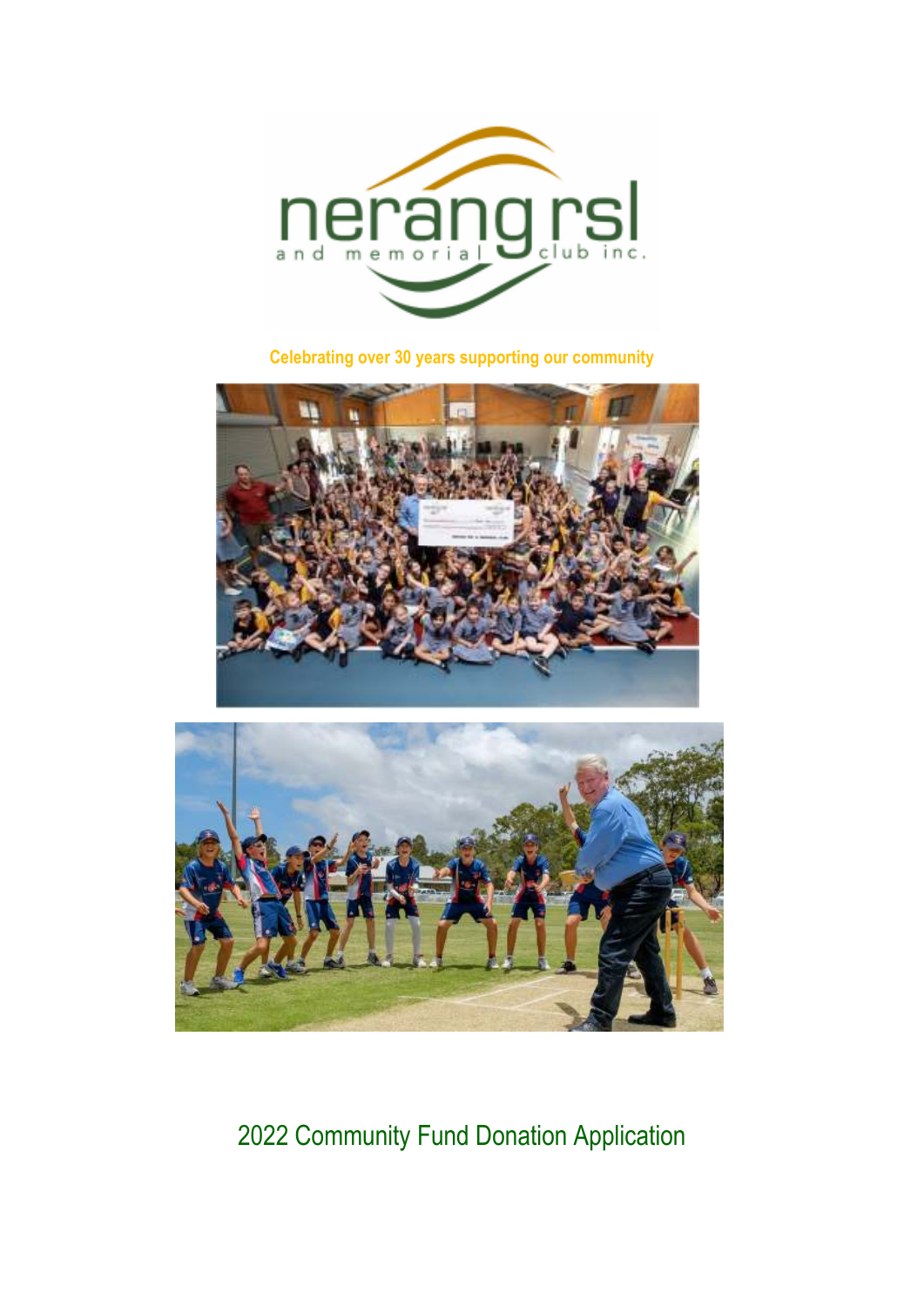nerang rsl and memorial club inc.

Celebrating over 30 years supporting our community

# 2022 Community Fund Donation Application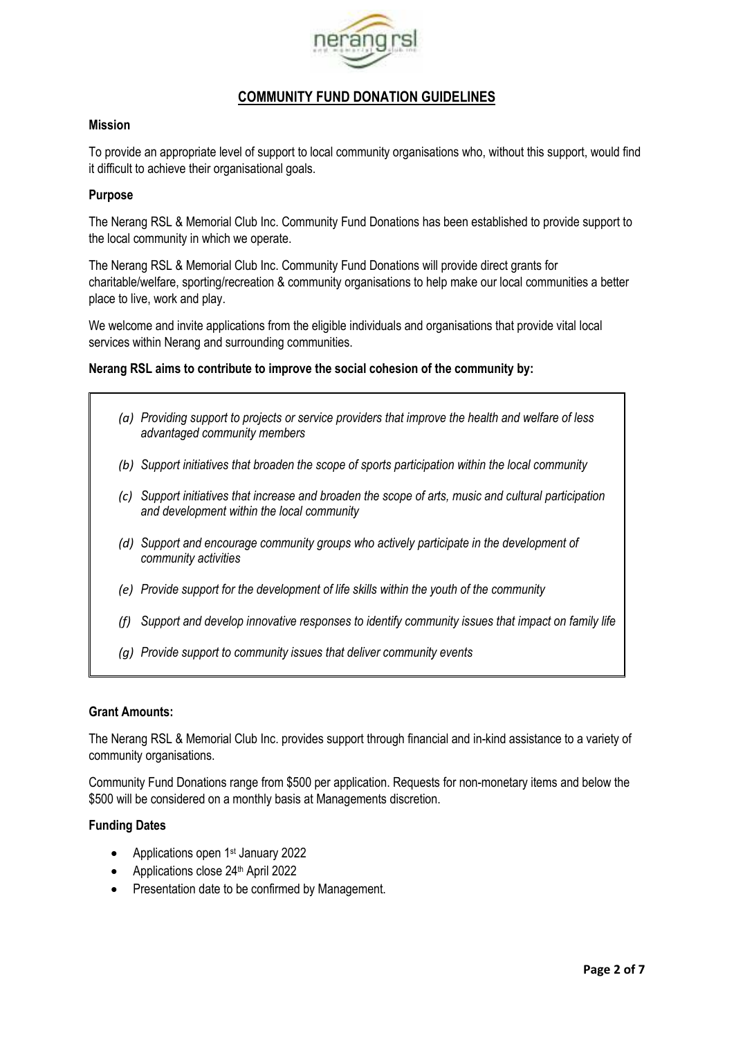# COMMUNITY FUND DONATION GUIDELINES

**Mission**

To provide an appropriate level of support to local community organisations who, without this support, would find it difficult to achieve their organisational goals.

**Purpose**

The Nerang RSL & Memorial Club Inc. Community Fund Donations has been established to provide support to the local community in which we operate.

The Nerang RSL & Memorial Club Inc. Community Fund Donations will provide direct grants for charitable/welfare, sporting/recreation & community organisations to help make our local communities a better place to live, work and play.

We welcome and invite applications from the eligible individuals and organisations that provide vital local services within Nerang and surrounding communities.

**Nerang RSL aims to contribute to improve the social cohesion of the community by:**

*(a) Providing support to projects or service providers that improve the health and welfare of less advantaged community members*

*(b) Support initiatives that broaden the scope of sports participation within the local community*

*(c) Support initiatives that increase and broaden the scope of arts, music and cultural participation and development within the local community*

*(d) Support and encourage community groups who actively participate in the development of community activities*

*(e) Provide support for the development of life skills within the youth of the community*

*(f) Support and develop innovative responses to identify community issues that impact on family life*

*(g) Provide support to community issues that deliver community events*

**Grant Amounts:**

The Nerang RSL & Memorial Club Inc. provides support through financial and in-kind assistance to a variety of community organisations.

Community Fund Donations range from $500 per application. Requests for non-monetary items and below the $500 will be considered on a monthly basis at Managements discretion.

**Funding Dates**

- Applications open 1st January 2022
- Applications close 24th April 2022
- Presentation date to be confirmed by Management.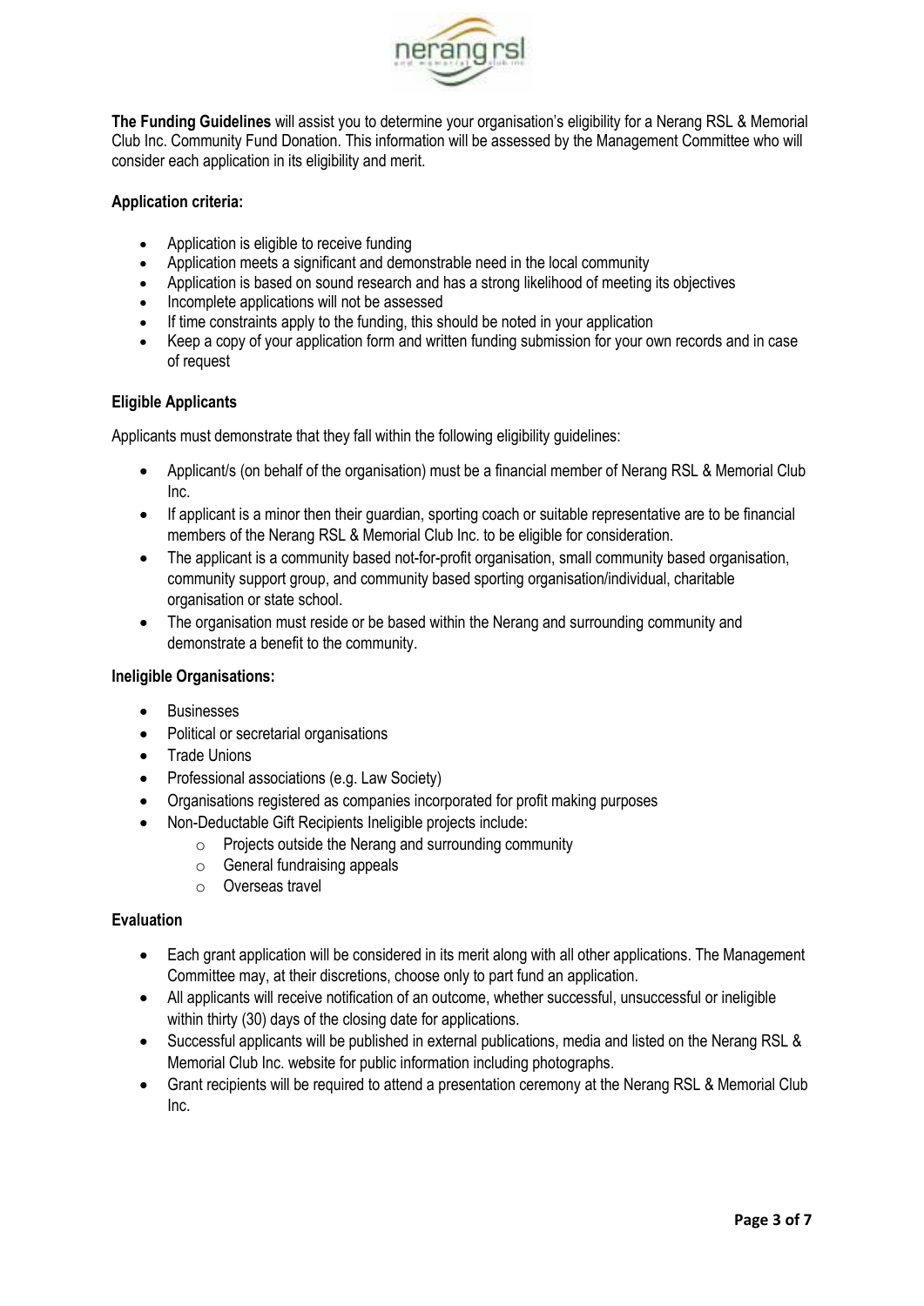**The Funding Guidelines** will assist you to determine your organisation's eligibility for a Nerang RSL & Memorial Club Inc. Community Fund Donation. This information will be assessed by the Management Committee who will consider each application in its eligibility and merit.

**Application criteria:**

- Application is eligible to receive funding
- Application meets a significant and demonstrable need in the local community
- Application is based on sound research and has a strong likelihood of meeting its objectives
- Incomplete applications will not be assessed
- If time constraints apply to the funding, this should be noted in your application
- Keep a copy of your application form and written funding submission for your own records and in case of request

**Eligible Applicants**

Applicants must demonstrate that they fall within the following eligibility guidelines:

- Applicant/s (on behalf of the organisation) must be a financial member of Nerang RSL & Memorial Club Inc.
- If applicant is a minor then their guardian, sporting coach or suitable representative are to be financial members of the Nerang RSL & Memorial Club Inc. to be eligible for consideration.
- The applicant is a community based not-for-profit organisation, small community based organisation, community support group, and community based sporting organisation/individual, charitable organisation or state school.
- The organisation must reside or be based within the Nerang and surrounding community and demonstrate a benefit to the community.

**Ineligible Organisations:**

- Businesses
- Political or secretarial organisations
- Trade Unions
- Professional associations (e.g. Law Society)
- Organisations registered as companies incorporated for profit making purposes
- Non-Deductable Gift Recipients Ineligible projects include:
  - Projects outside the Nerang and surrounding community
  - General fundraising appeals
  - Overseas travel

**Evaluation**

- Each grant application will be considered in its merit along with all other applications. The Management Committee may, at their discretions, choose only to part fund an application.
- All applicants will receive notification of an outcome, whether successful, unsuccessful or ineligible within thirty (30) days of the closing date for applications.
- Successful applicants will be published in external publications, media and listed on the Nerang RSL & Memorial Club Inc. website for public information including photographs.
- Grant recipients will be required to attend a presentation ceremony at the Nerang RSL & Memorial Club Inc.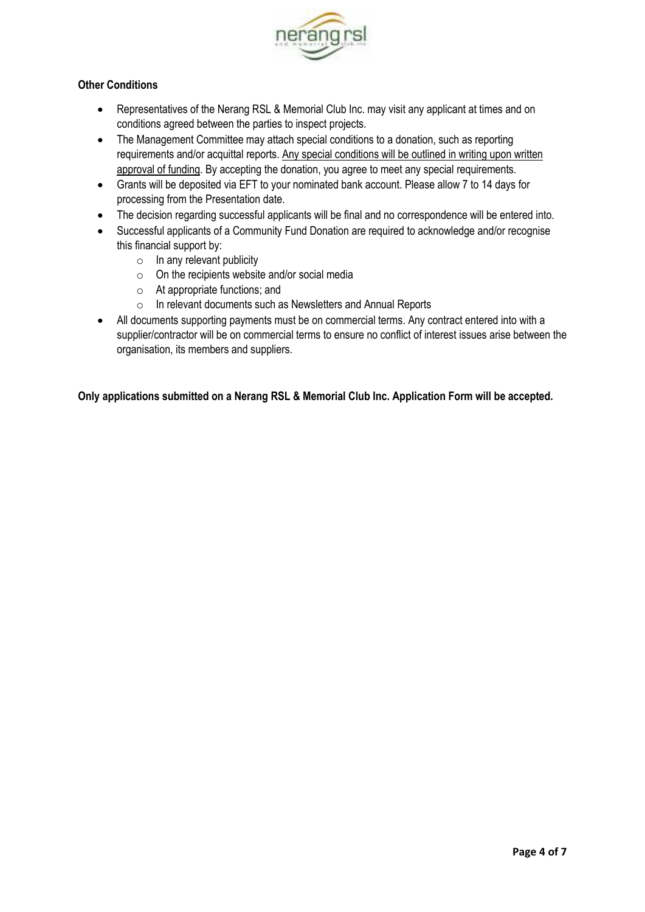**Other Conditions**

- Representatives of the Nerang RSL & Memorial Club Inc. may visit any applicant at times and on conditions agreed between the parties to inspect projects.
- The Management Committee may attach special conditions to a donation, such as reporting requirements and/or acquittal reports. <u>Any special conditions will be outlined in writing upon written approval of funding</u>. By accepting the donation, you agree to meet any special requirements.
- Grants will be deposited via EFT to your nominated bank account. Please allow 7 to 14 days for processing from the Presentation date.
- The decision regarding successful applicants will be final and no correspondence will be entered into.
- Successful applicants of a Community Fund Donation are required to acknowledge and/or recognise this financial support by:
  - In any relevant publicity
  - On the recipients website and/or social media
  - At appropriate functions; and
  - In relevant documents such as Newsletters and Annual Reports
- All documents supporting payments must be on commercial terms. Any contract entered into with a supplier/contractor will be on commercial terms to ensure no conflict of interest issues arise between the organisation, its members and suppliers.

**Only applications submitted on a Nerang RSL & Memorial Club Inc. Application Form will be accepted.**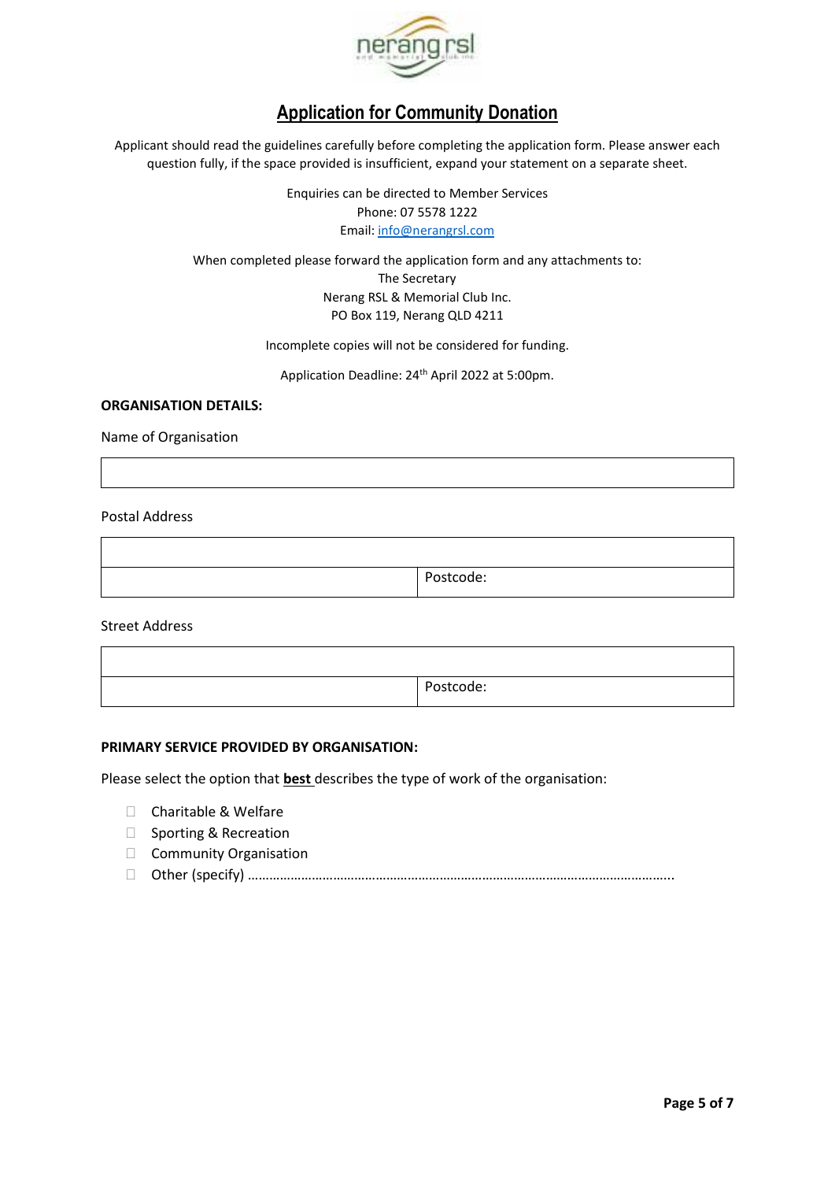# Application for Community Donation

Applicant should read the guidelines carefully before completing the application form. Please answer each question fully, if the space provided is insufficient, expand your statement on a separate sheet.

Enquiries can be directed to Member Services
Phone: 07 5578 1222
Email: info@nerangrsl.com

When completed please forward the application form and any attachments to:
The Secretary
Nerang RSL & Memorial Club Inc.
PO Box 119, Nerang QLD 4211

Incomplete copies will not be considered for funding.

Application Deadline: 24th April 2022 at 5:00pm.

**ORGANISATION DETAILS:**

Name of Organisation

| |
|---|
| |

Postal Address

| | |
|---|---|
| | |
| | Postcode: |

Street Address

| | |
|---|---|
| | |
| | Postcode: |

**PRIMARY SERVICE PROVIDED BY ORGANISATION:**

Please select the option that **best** describes the type of work of the organisation:

- ☐ Charitable & Welfare
- ☐ Sporting & Recreation
- ☐ Community Organisation
- ☐ Other (specify) ……………………………………………………………………………………………………..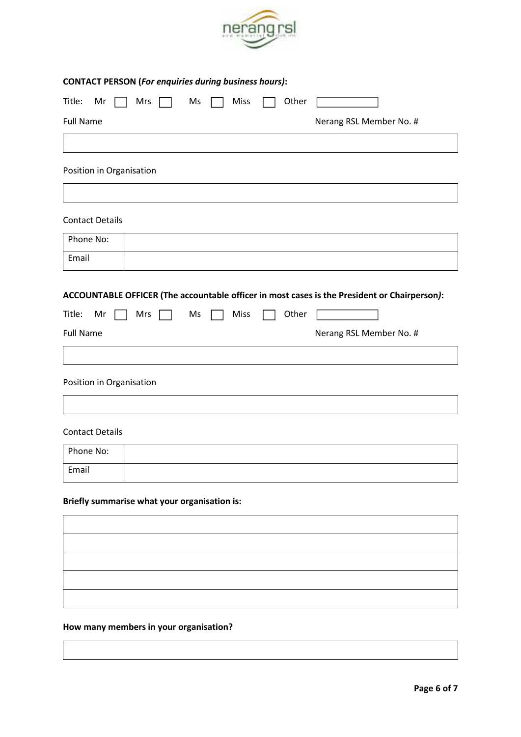**CONTACT PERSON (*For enquiries during business hours)*:**

Title: Mr ☐ Mrs ☐ Ms ☐ Miss ☐ Other ☐

Full Name | Nerang RSL Member No. #

Position in Organisation

Contact Details

| Phone No: | |
|---|---|
| Email | |

**ACCOUNTABLE OFFICER (The accountable officer in most cases is the President or Chairperson*)*:**

Title: Mr ☐ Mrs ☐ Ms ☐ Miss ☐ Other ☐

Full Name | Nerang RSL Member No. #

Position in Organisation

Contact Details

| Phone No: | |
|---|---|
| Email | |

**Briefly summarise what your organisation is:**

**How many members in your organisation?**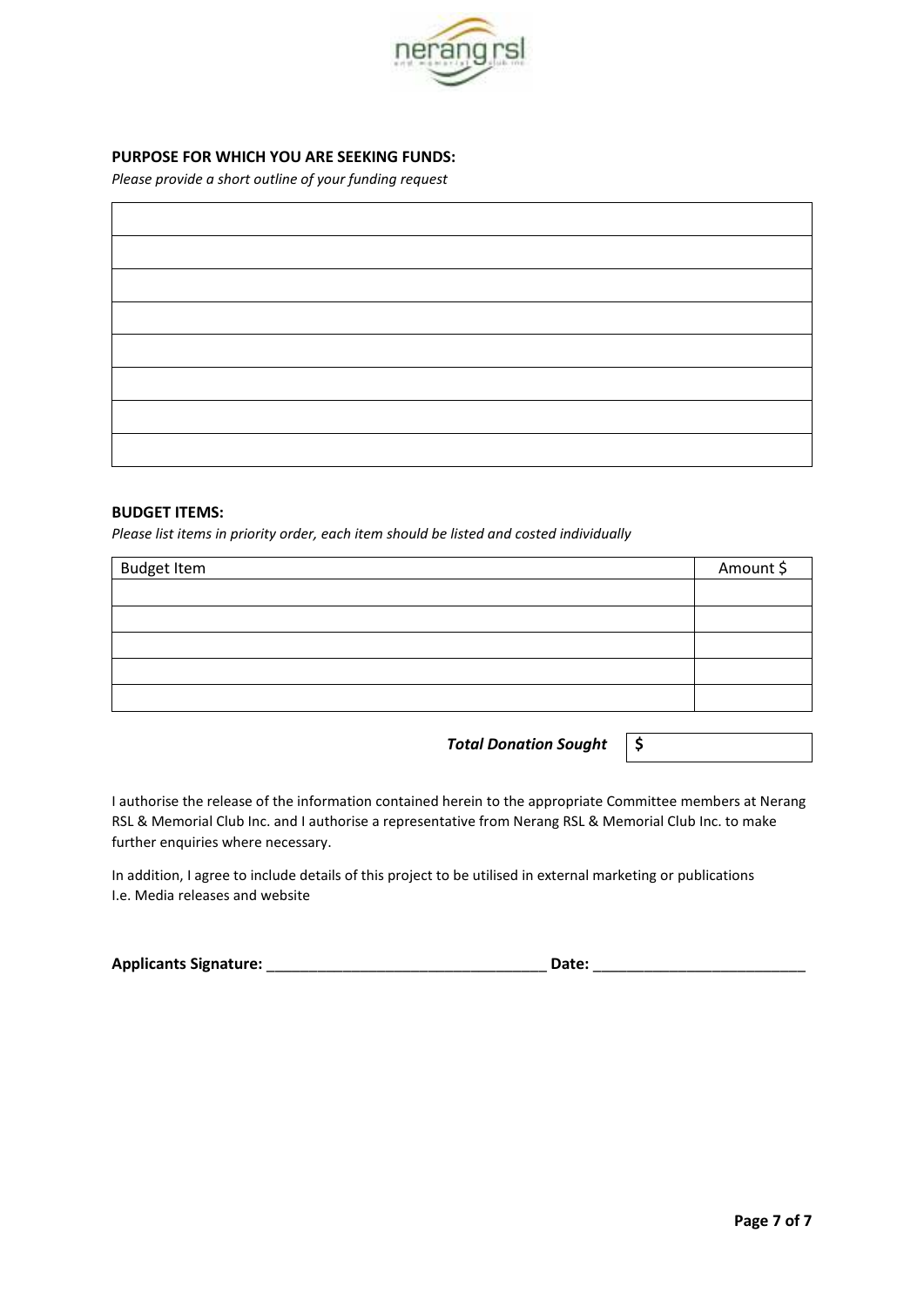### PURPOSE FOR WHICH YOU ARE SEEKING FUNDS:

*Please provide a short outline of your funding request*

| |
|---|
| |
| |
| |
| |
| |
| |
| |
| |

### BUDGET ITEMS:

*Please list items in priority order, each item should be listed and costed individually*

| Budget Item | Amount $ |
|---|---|
| | |
| | |
| | |
| | |
| | |

| | |
|---|---|
| ***Total Donation Sought*** | **$** |

I authorise the release of the information contained herein to the appropriate Committee members at Nerang RSL & Memorial Club Inc. and I authorise a representative from Nerang RSL & Memorial Club Inc. to make further enquiries where necessary.

In addition, I agree to include details of this project to be utilised in external marketing or publications I.e. Media releases and website

**Applicants Signature:** _________________________________ **Date:** _________________________